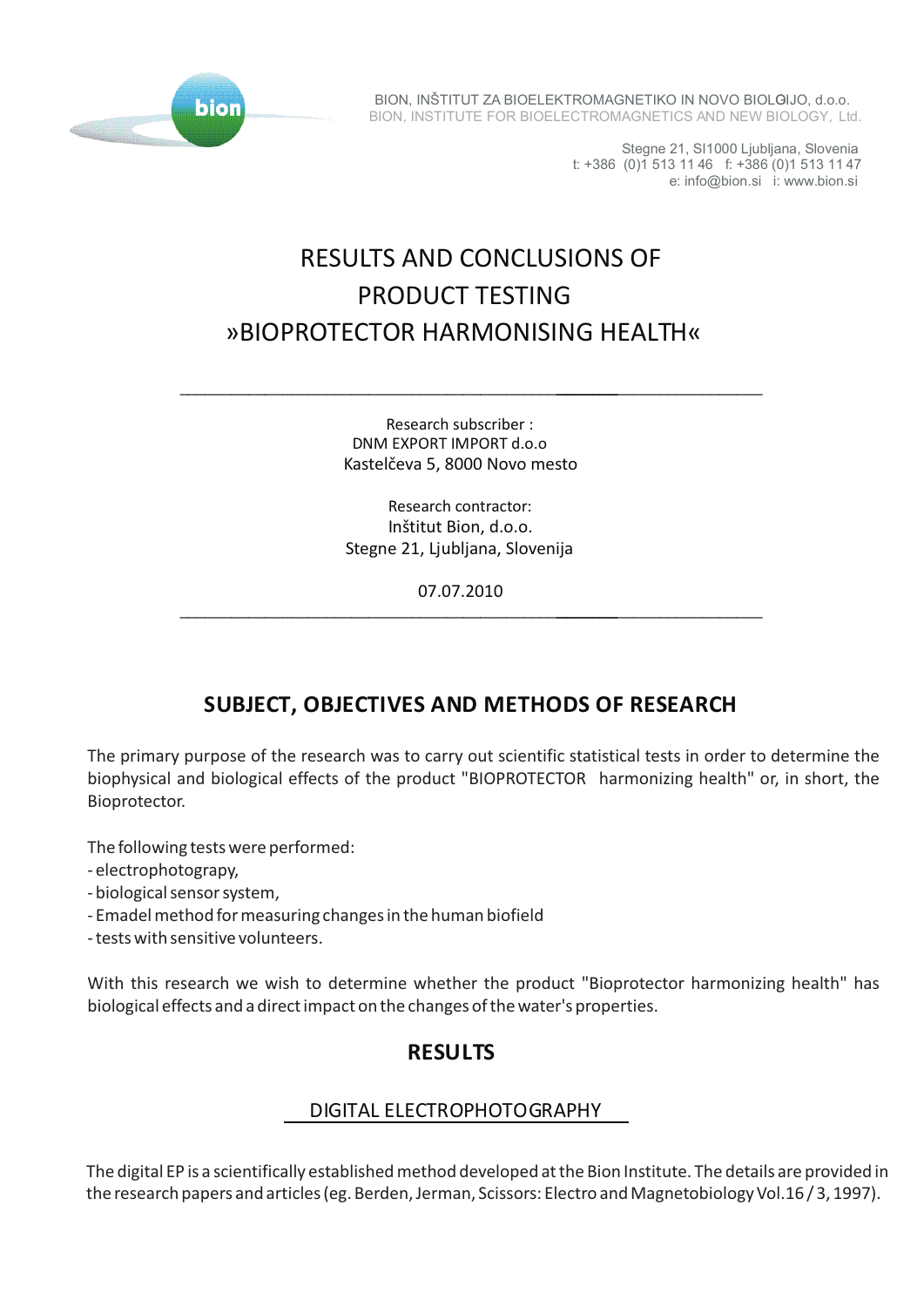BION, INŠTITUT ZA BIOELEKTROMAGNETIKO IN NOVO BIOLOGIJO, d.o.o.
BION, INSTITUTE FOR BIOELECTROMAGNETICS AND NEW BIOLOGY, Ltd.

Stegne 21, SI1000 Ljubljana, Slovenia
t: +386 (0)1 513 11 46 f: +386 (0)1 513 11 47
e: info@bion.si i: www.bion.si

# RESULTS AND CONCLUSIONS OF PRODUCT TESTING »BIOPROTECTOR HARMONISING HEALTH«

---

Research subscriber :
DNM EXPORT IMPORT d.o.o
Kastelčeva 5, 8000 Novo mesto

Research contractor:
Inštitut Bion, d.o.o.
Stegne 21, Ljubljana, Slovenija

07.07.2010

---

## SUBJECT, OBJECTIVES AND METHODS OF RESEARCH

The primary purpose of the research was to carry out scientific statistical tests in order to determine the biophysical and biological effects of the product "BIOPROTECTOR harmonizing health" or, in short, the Bioprotector.

The following tests were performed:
- electrophotograpy,
- biological sensor system,
- Emadel method for measuring changes in the human biofield
- tests with sensitive volunteers.

With this research we wish to determine whether the product "Bioprotector harmonizing health" has biological effects and a direct impact on the changes of the water's properties.

## RESULTS

### DIGITAL ELECTROPHOTOGRAPHY

The digital EP is a scientifically established method developed at the Bion Institute. The details are provided in the research papers and articles (eg. Berden, Jerman, Scissors: Electro and Magnetobiology Vol.16 / 3, 1997).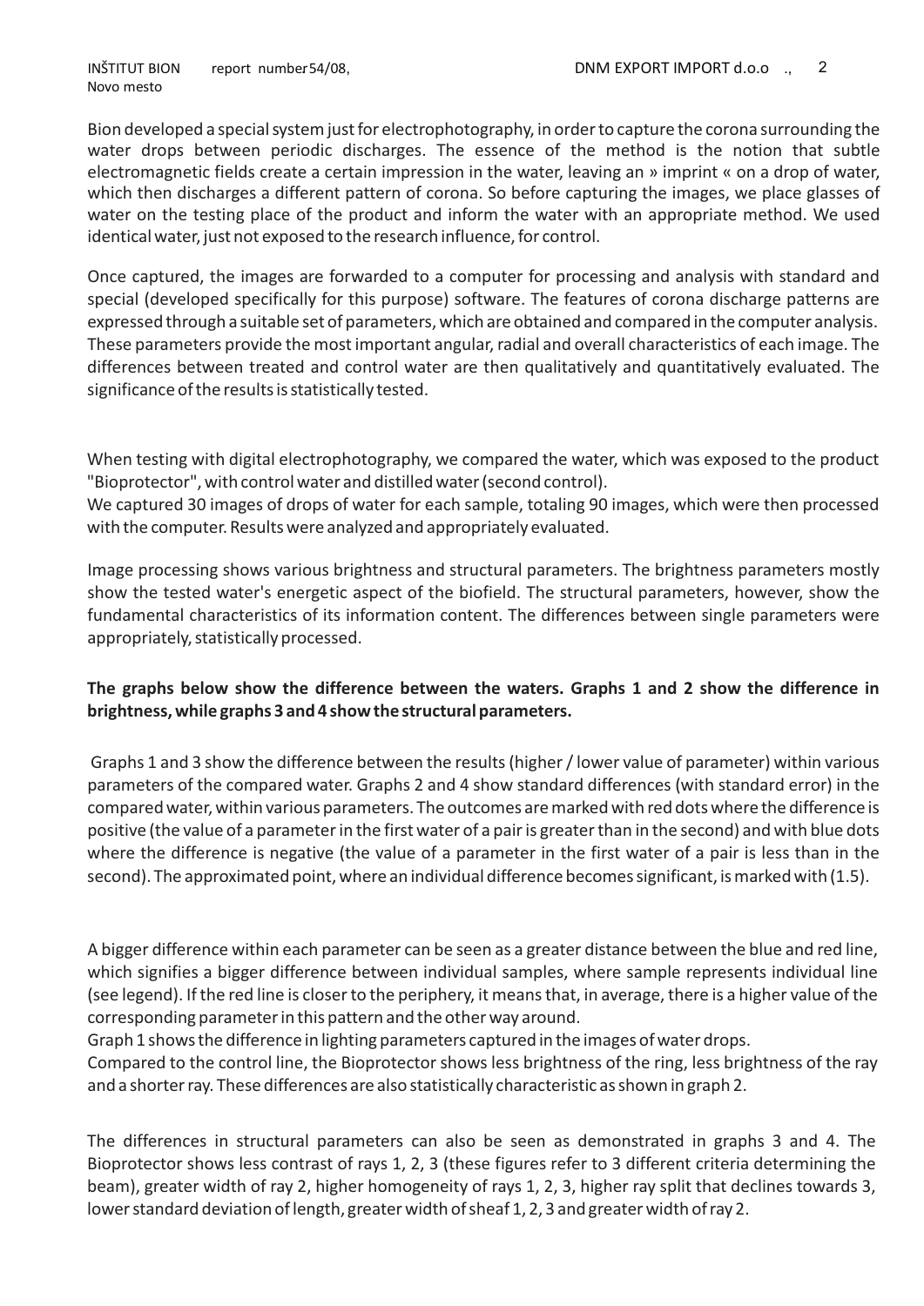Bion developed a special system just for electrophotography, in order to capture the corona surrounding the water drops between periodic discharges. The essence of the method is the notion that subtle electromagnetic fields create a certain impression in the water, leaving an » imprint « on a drop of water, which then discharges a different pattern of corona. So before capturing the images, we place glasses of water on the testing place of the product and inform the water with an appropriate method. We used identical water, just not exposed to the research influence, for control.

Once captured, the images are forwarded to a computer for processing and analysis with standard and special (developed specifically for this purpose) software. The features of corona discharge patterns are expressed through a suitable set of parameters, which are obtained and compared in the computer analysis. These parameters provide the most important angular, radial and overall characteristics of each image. The differences between treated and control water are then qualitatively and quantitatively evaluated. The significance of the results is statistically tested.

When testing with digital electrophotography, we compared the water, which was exposed to the product "Bioprotector", with control water and distilled water (second control).
We captured 30 images of drops of water for each sample, totaling 90 images, which were then processed with the computer. Results were analyzed and appropriately evaluated.

Image processing shows various brightness and structural parameters. The brightness parameters mostly show the tested water's energetic aspect of the biofield. The structural parameters, however, show the fundamental characteristics of its information content. The differences between single parameters were appropriately, statistically processed.

**The graphs below show the difference between the waters. Graphs 1 and 2 show the difference in brightness, while graphs 3 and 4 show the structural parameters.**

Graphs 1 and 3 show the difference between the results (higher / lower value of parameter) within various parameters of the compared water. Graphs 2 and 4 show standard differences (with standard error) in the compared water, within various parameters. The outcomes are marked with red dots where the difference is positive (the value of a parameter in the first water of a pair is greater than in the second) and with blue dots where the difference is negative (the value of a parameter in the first water of a pair is less than in the second). The approximated point, where an individual difference becomes significant, is marked with (1.5).

A bigger difference within each parameter can be seen as a greater distance between the blue and red line, which signifies a bigger difference between individual samples, where sample represents individual line (see legend). If the red line is closer to the periphery, it means that, in average, there is a higher value of the corresponding parameter in this pattern and the other way around.
Graph 1 shows the difference in lighting parameters captured in the images of water drops.
Compared to the control line, the Bioprotector shows less brightness of the ring, less brightness of the ray and a shorter ray. These differences are also statistically characteristic as shown in graph 2.

The differences in structural parameters can also be seen as demonstrated in graphs 3 and 4. The Bioprotector shows less contrast of rays 1, 2, 3 (these figures refer to 3 different criteria determining the beam), greater width of ray 2, higher homogeneity of rays 1, 2, 3, higher ray split that declines towards 3, lower standard deviation of length, greater width of sheaf 1, 2, 3 and greater width of ray 2.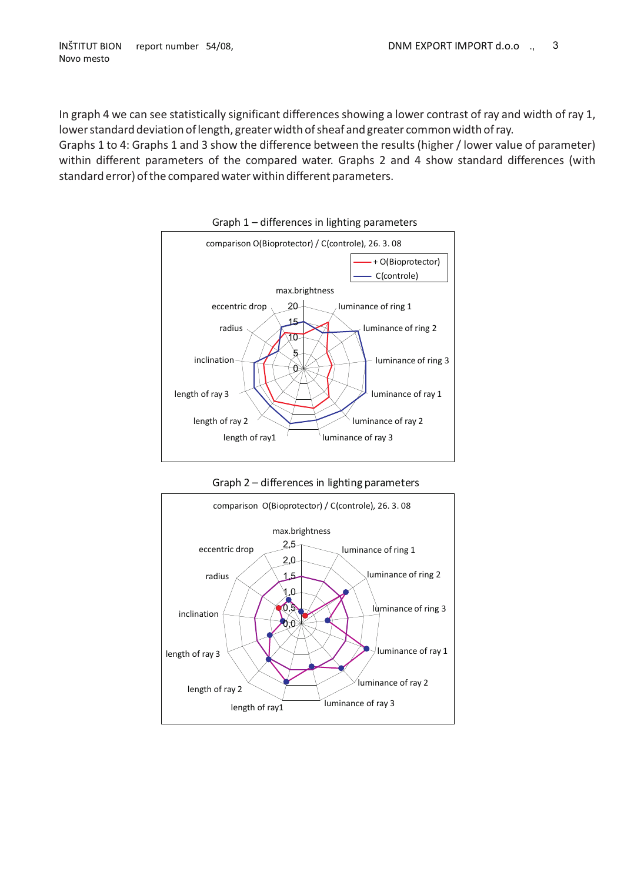In graph 4 we can see statistically significant differences showing a lower contrast of ray and width of ray 1, lower standard deviation of length, greater width of sheaf and greater common width of ray.

Graphs 1 to 4: Graphs 1 and 3 show the difference between the results (higher / lower value of parameter) within different parameters of the compared water. Graphs 2 and 4 show standard differences (with standard error) of the compared water within different parameters.

Graph 1 – differences in lighting parameters

comparison O(Bioprotector) / C(controle), 26. 3. 08

+ O(Bioprotector)
C(controle)

max.brightness, luminance of ring 1, luminance of ring 2, luminance of ring 3, luminance of ray 1, luminance of ray 2, luminance of ray 3, length of ray1, length of ray 2, length of ray 3, inclination, radius, eccentric drop

0, 5, 10, 15, 20

Graph 2 – differences in lighting parameters

comparison O(Bioprotector) / C(controle), 26. 3. 08

max.brightness, luminance of ring 1, luminance of ring 2, luminance of ring 3, luminance of ray 1, luminance of ray 2, luminance of ray 3, length of ray1, length of ray 2, length of ray 3, inclination, radius, eccentric drop

0,0, 0,5, 1,0, 1,5, 2,0, 2,5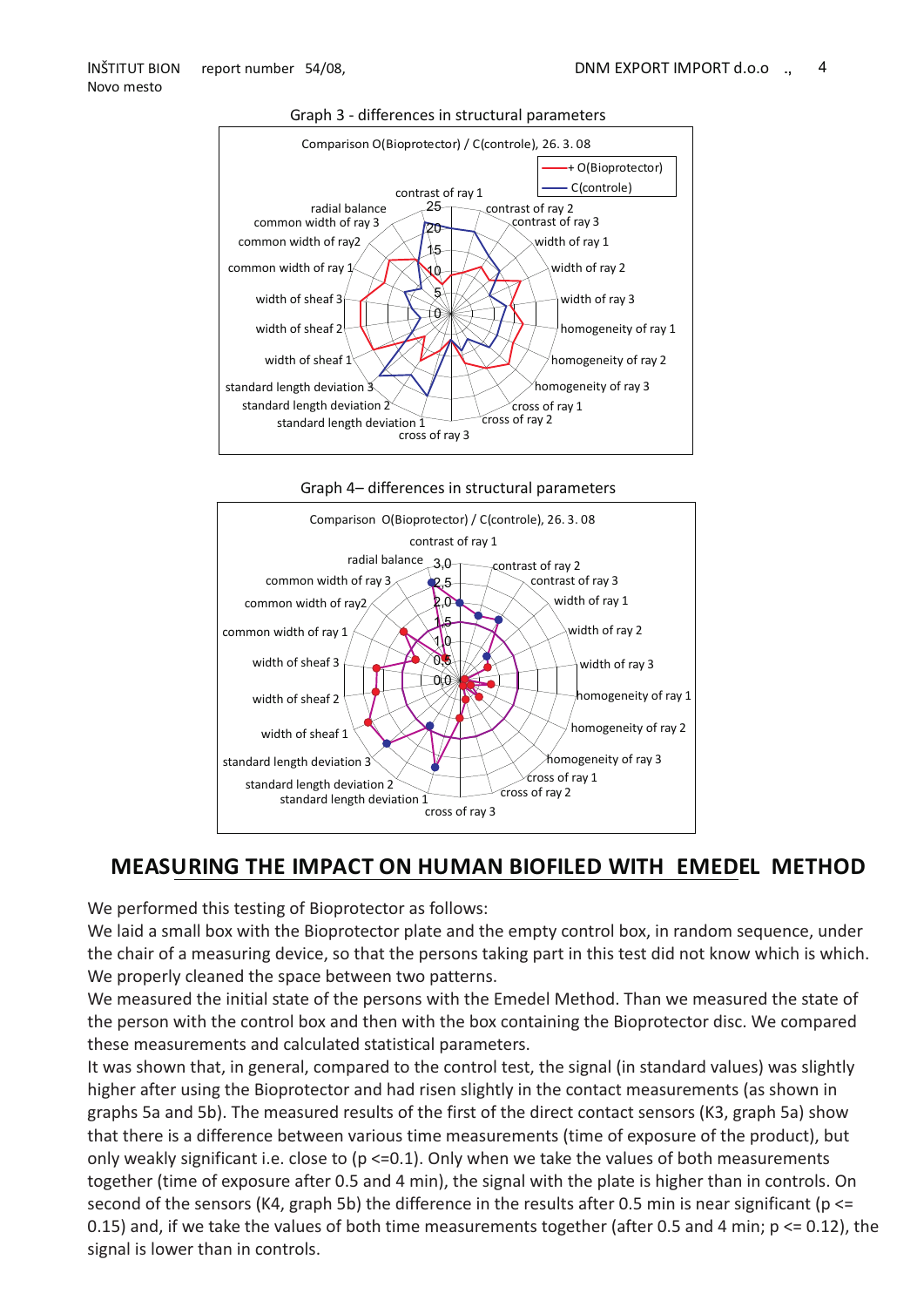Graph 3 - differences in structural parameters

Graph 4– differences in structural parameters

## MEASURING THE IMPACT ON HUMAN BIOFILED WITH EMEDEL METHOD

We performed this testing of Bioprotector as follows:
We laid a small box with the Bioprotector plate and the empty control box, in random sequence, under the chair of a measuring device, so that the persons taking part in this test did not know which is which. We properly cleaned the space between two patterns.
We measured the initial state of the persons with the Emedel Method. Than we measured the state of the person with the control box and then with the box containing the Bioprotector disc. We compared these measurements and calculated statistical parameters.
It was shown that, in general, compared to the control test, the signal (in standard values) was slightly higher after using the Bioprotector and had risen slightly in the contact measurements (as shown in graphs 5a and 5b). The measured results of the first of the direct contact sensors (K3, graph 5a) show that there is a difference between various time measurements (time of exposure of the product), but only weakly significant i.e. close to ($p \leq 0.1$). Only when we take the values of both measurements together (time of exposure after 0.5 and 4 min), the signal with the plate is higher than in controls. On second of the sensors (K4, graph 5b) the difference in the results after 0.5 min is near significant ($p \leq 0.15$) and, if we take the values of both time measurements together (after 0.5 and 4 min; $p \leq 0.12$), the signal is lower than in controls.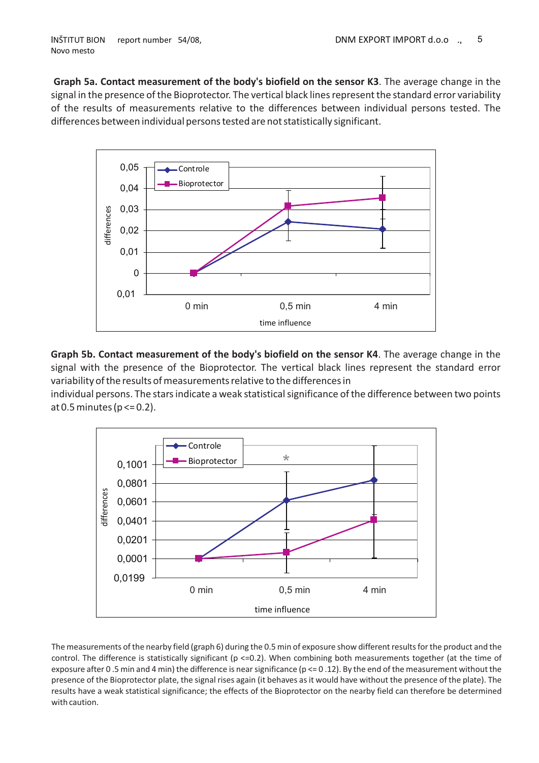**Graph 5a. Contact measurement of the body's biofield on the sensor K3**. The average change in the signal in the presence of the Bioprotector. The vertical black lines represent the standard error variability of the results of measurements relative to the differences between individual persons tested. The differences between individual persons tested are not statistically significant.

**Graph 5b. Contact measurement of the body's biofield on the sensor K4**. The average change in the signal with the presence of the Bioprotector. The vertical black lines represent the standard error variability of the results of measurements relative to the differences in individual persons. The stars indicate a weak statistical significance of the difference between two points at 0.5 minutes ($p <= 0.2$).

The measurements of the nearby field (graph 6) during the 0.5 min of exposure show different results for the product and the control. The difference is statistically significant ($p <= 0.2$). When combining both measurements together (at the time of exposure after 0 .5 min and 4 min) the difference is near significance ($p <= 0.12$). By the end of the measurement without the presence of the Bioprotector plate, the signal rises again (it behaves as it would have without the presence of the plate). The results have a weak statistical significance; the effects of the Bioprotector on the nearby field can therefore be determined with caution.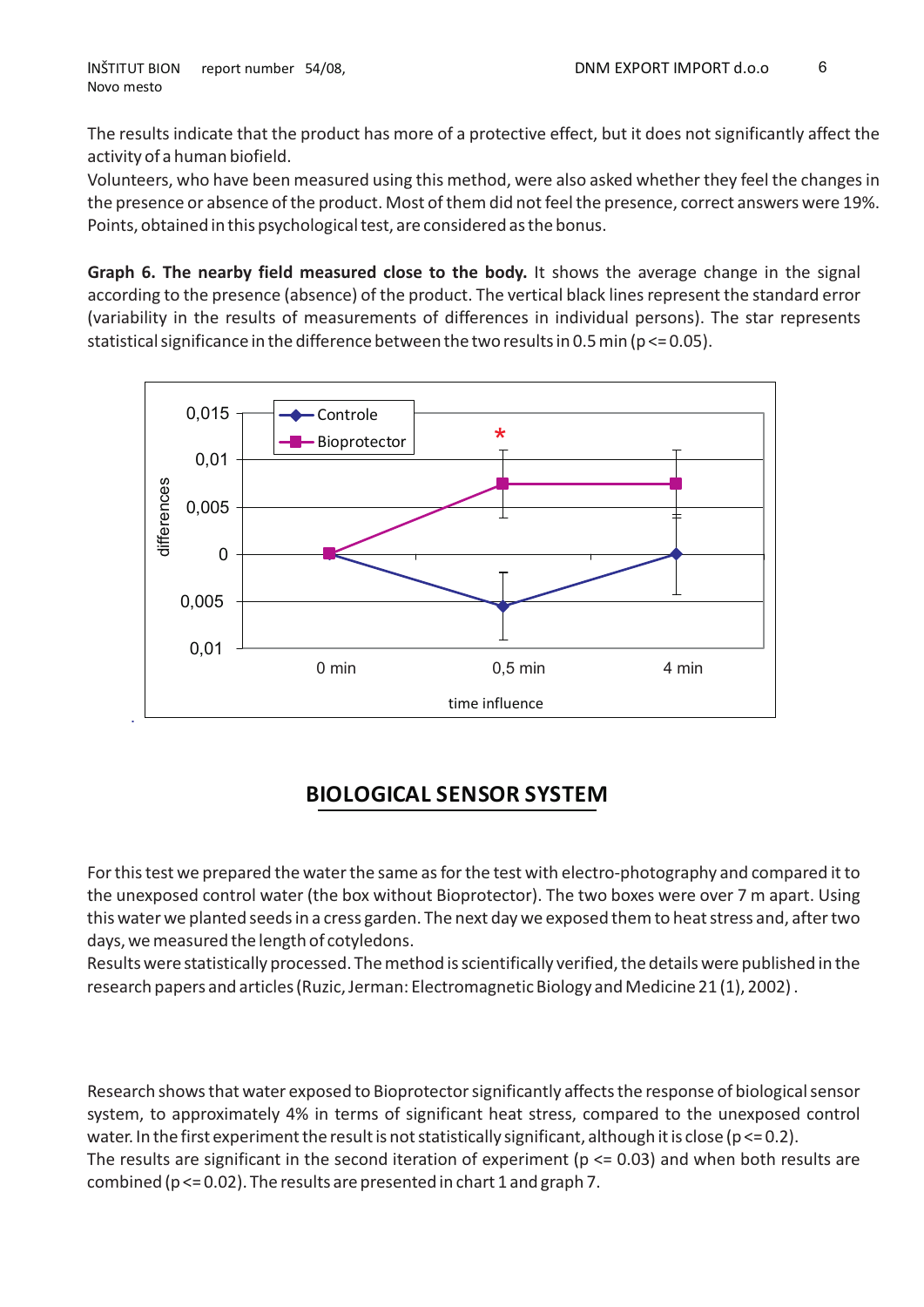The results indicate that the product has more of a protective effect, but it does not significantly affect the activity of a human biofield.

Volunteers, who have been measured using this method, were also asked whether they feel the changes in the presence or absence of the product. Most of them did not feel the presence, correct answers were 19%. Points, obtained in this psychological test, are considered as the bonus.

**Graph 6. The nearby field measured close to the body.** It shows the average change in the signal according to the presence (absence) of the product. The vertical black lines represent the standard error (variability in the results of measurements of differences in individual persons). The star represents statistical significance in the difference between the two results in 0.5 min ($p <= 0.05$).

## BIOLOGICAL SENSOR SYSTEM

For this test we prepared the water the same as for the test with electro-photography and compared it to the unexposed control water (the box without Bioprotector). The two boxes were over 7 m apart. Using this water we planted seeds in a cress garden. The next day we exposed them to heat stress and, after two days, we measured the length of cotyledons.

Results were statistically processed. The method is scientifically verified, the details were published in the research papers and articles (Ruzic, Jerman: Electromagnetic Biology and Medicine 21 (1), 2002) .

Research shows that water exposed to Bioprotector significantly affects the response of biological sensor system, to approximately 4% in terms of significant heat stress, compared to the unexposed control water. In the first experiment the result is not statistically significant, although it is close ($p <= 0.2$).

The results are significant in the second iteration of experiment ($p <= 0.03$) and when both results are combined ($p <= 0.02$). The results are presented in chart 1 and graph 7.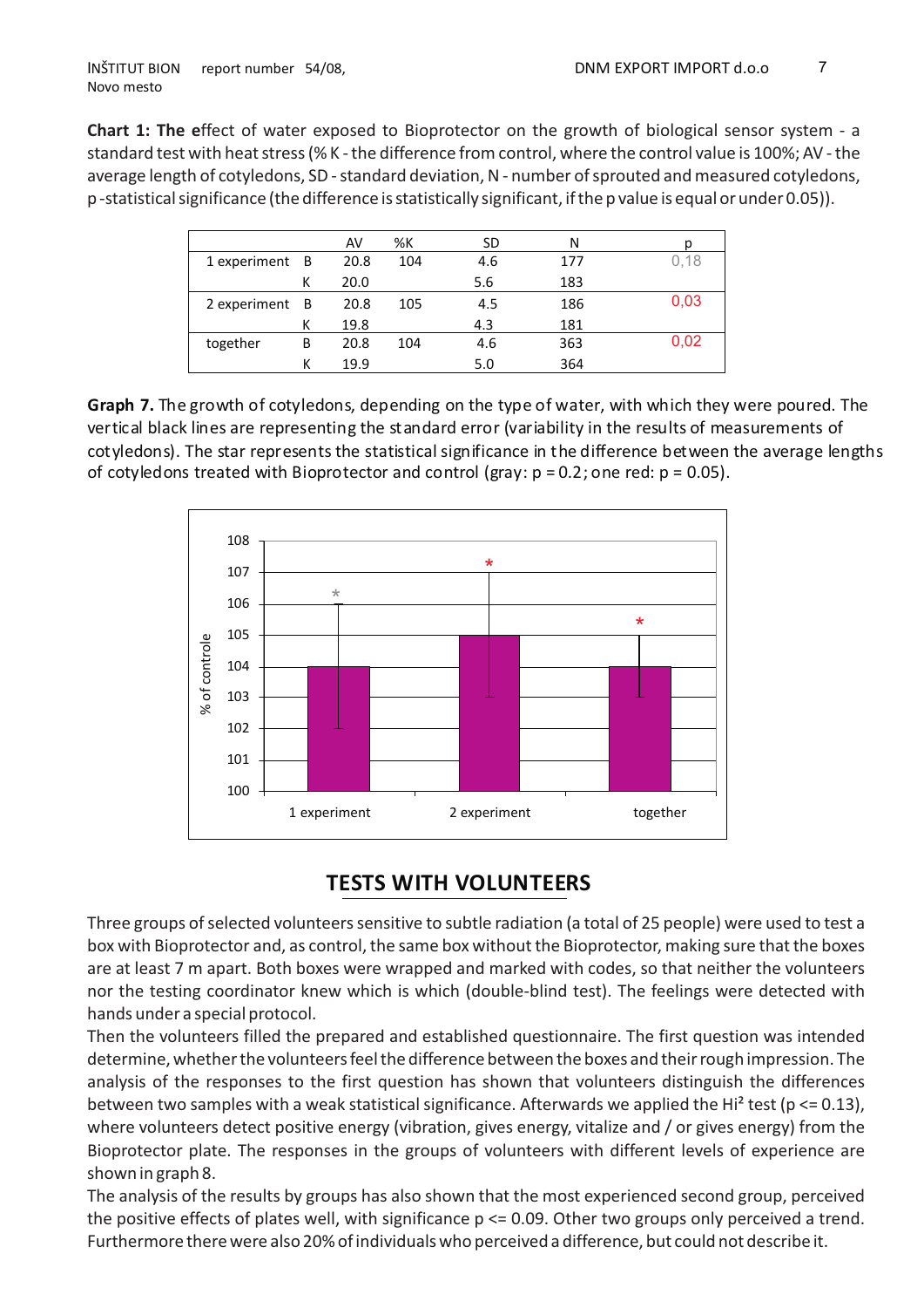**Chart 1: The e**ffect of water exposed to Bioprotector on the growth of biological sensor system - a standard test with heat stress (% K - the difference from control, where the control value is 100%; AV - the average length of cotyledons, SD - standard deviation, N - number of sprouted and measured cotyledons, p -statistical significance (the difference is statistically significant, if the p value is equal or under 0.05)).

| | | AV | %K | SD | N | p |
|---|---|---|---|---|---|---|
| 1 experiment | B | 20.8 | 104 | 4.6 | 177 | 0,18 |
| | K | 20.0 | | 5.6 | 183 | |
| 2 experiment | B | 20.8 | 105 | 4.5 | 186 | 0,03 |
| | K | 19.8 | | 4.3 | 181 | |
| together | B | 20.8 | 104 | 4.6 | 363 | 0,02 |
| | K | 19.9 | | 5.0 | 364 | |

**Graph 7.** The growth of cotyledons, depending on the type of water, with which they were poured. The vertical black lines are representing the standard error (variability in the results of measurements of cotyledons). The star represents the statistical significance in the difference between the average lengths of cotyledons treated with Bioprotector and control (gray: $p = 0.2$; one red: $p = 0.05$).

## TESTS WITH VOLUNTEERS

Three groups of selected volunteers sensitive to subtle radiation (a total of 25 people) were used to test a box with Bioprotector and, as control, the same box without the Bioprotector, making sure that the boxes are at least 7 m apart. Both boxes were wrapped and marked with codes, so that neither the volunteers nor the testing coordinator knew which is which (double-blind test). The feelings were detected with hands under a special protocol.

Then the volunteers filled the prepared and established questionnaire. The first question was intended determine, whether the volunteers feel the difference between the boxes and their rough impression. The analysis of the responses to the first question has shown that volunteers distinguish the differences between two samples with a weak statistical significance. Afterwards we applied the Hi² test ($p \le 0.13$), where volunteers detect positive energy (vibration, gives energy, vitalize and / or gives energy) from the Bioprotector plate. The responses in the groups of volunteers with different levels of experience are shown in graph 8.

The analysis of the results by groups has also shown that the most experienced second group, perceived the positive effects of plates well, with significance $p \le 0.09$. Other two groups only perceived a trend. Furthermore there were also 20% of individuals who perceived a difference, but could not describe it.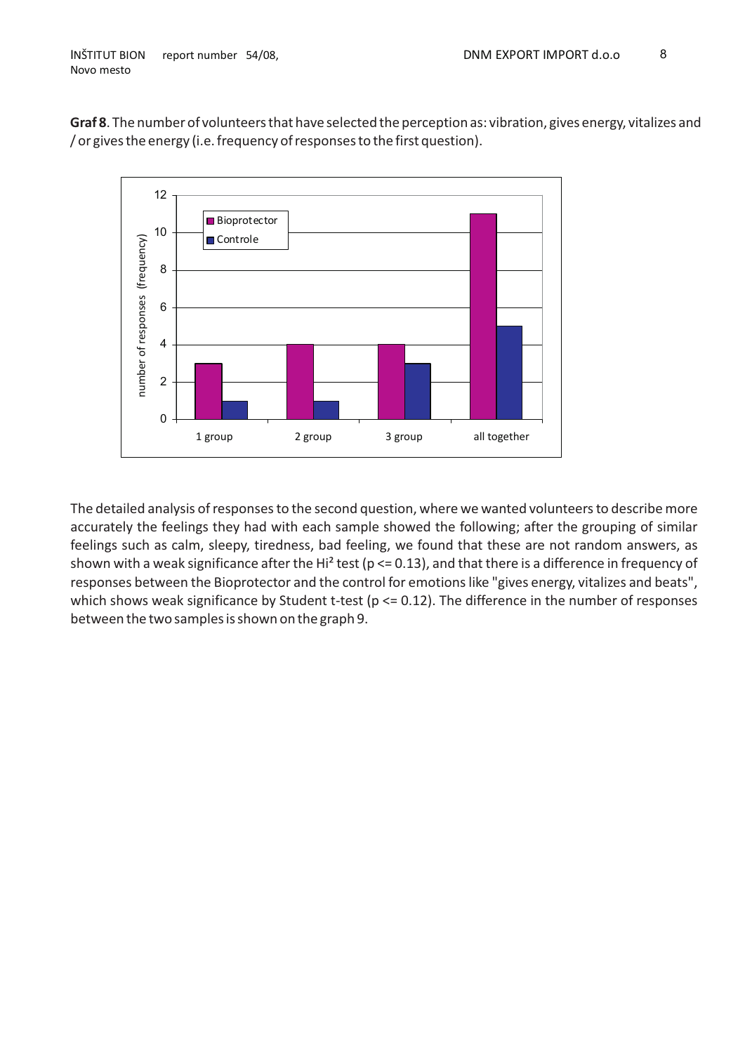**Graf 8**. The number of volunteers that have selected the perception as: vibration, gives energy, vitalizes and / or gives the energy (i.e. frequency of responses to the first question).

The detailed analysis of responses to the second question, where we wanted volunteers to describe more accurately the feelings they had with each sample showed the following; after the grouping of similar feelings such as calm, sleepy, tiredness, bad feeling, we found that these are not random answers, as shown with a weak significance after the Hi² test ($p <= 0.13$), and that there is a difference in frequency of responses between the Bioprotector and the control for emotions like "gives energy, vitalizes and beats", which shows weak significance by Student t-test ($p <= 0.12$). The difference in the number of responses between the two samples is shown on the graph 9.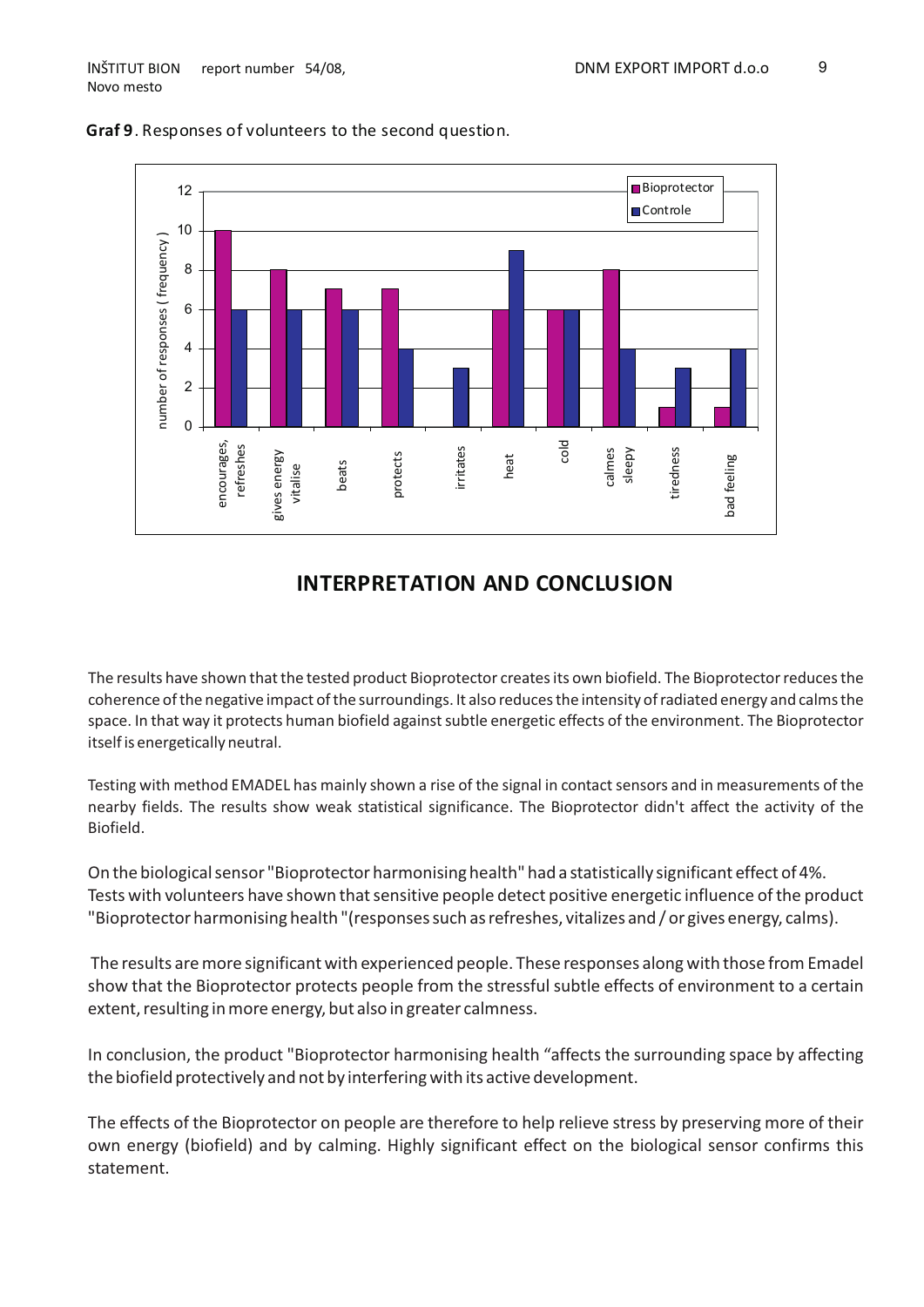**Graf 9**. Responses of volunteers to the second question.

| Response | Bioprotector | Controle |
|---|---|---|
| encourages, refreshes | 10 | 6 |
| gives energy vitalise | 8 | 6 |
| beats | 7 | 6 |
| protects | 7 | 4 |
| irritates | 0 | 3 |
| heat | 6 | 9 |
| cold | 6 | 6 |
| calmes sleepy | 8 | 4 |
| tiredness | 1 | 3 |
| bad feeling | 1 | 4 |

## INTERPRETATION AND CONCLUSION

The results have shown that the tested product Bioprotector creates its own biofield. The Bioprotector reduces the coherence of the negative impact of the surroundings. It also reduces the intensity of radiated energy and calms the space. In that way it protects human biofield against subtle energetic effects of the environment. The Bioprotector itself is energetically neutral.

Testing with method EMADEL has mainly shown a rise of the signal in contact sensors and in measurements of the nearby fields. The results show weak statistical significance. The Bioprotector didn't affect the activity of the Biofield.

On the biological sensor "Bioprotector harmonising health" had a statistically significant effect of 4%. Tests with volunteers have shown that sensitive people detect positive energetic influence of the product "Bioprotector harmonising health "(responses such as refreshes, vitalizes and / or gives energy, calms).

The results are more significant with experienced people. These responses along with those from Emadel show that the Bioprotector protects people from the stressful subtle effects of environment to a certain extent, resulting in more energy, but also in greater calmness.

In conclusion, the product "Bioprotector harmonising health "affects the surrounding space by affecting the biofield protectively and not by interfering with its active development.

The effects of the Bioprotector on people are therefore to help relieve stress by preserving more of their own energy (biofield) and by calming. Highly significant effect on the biological sensor confirms this statement.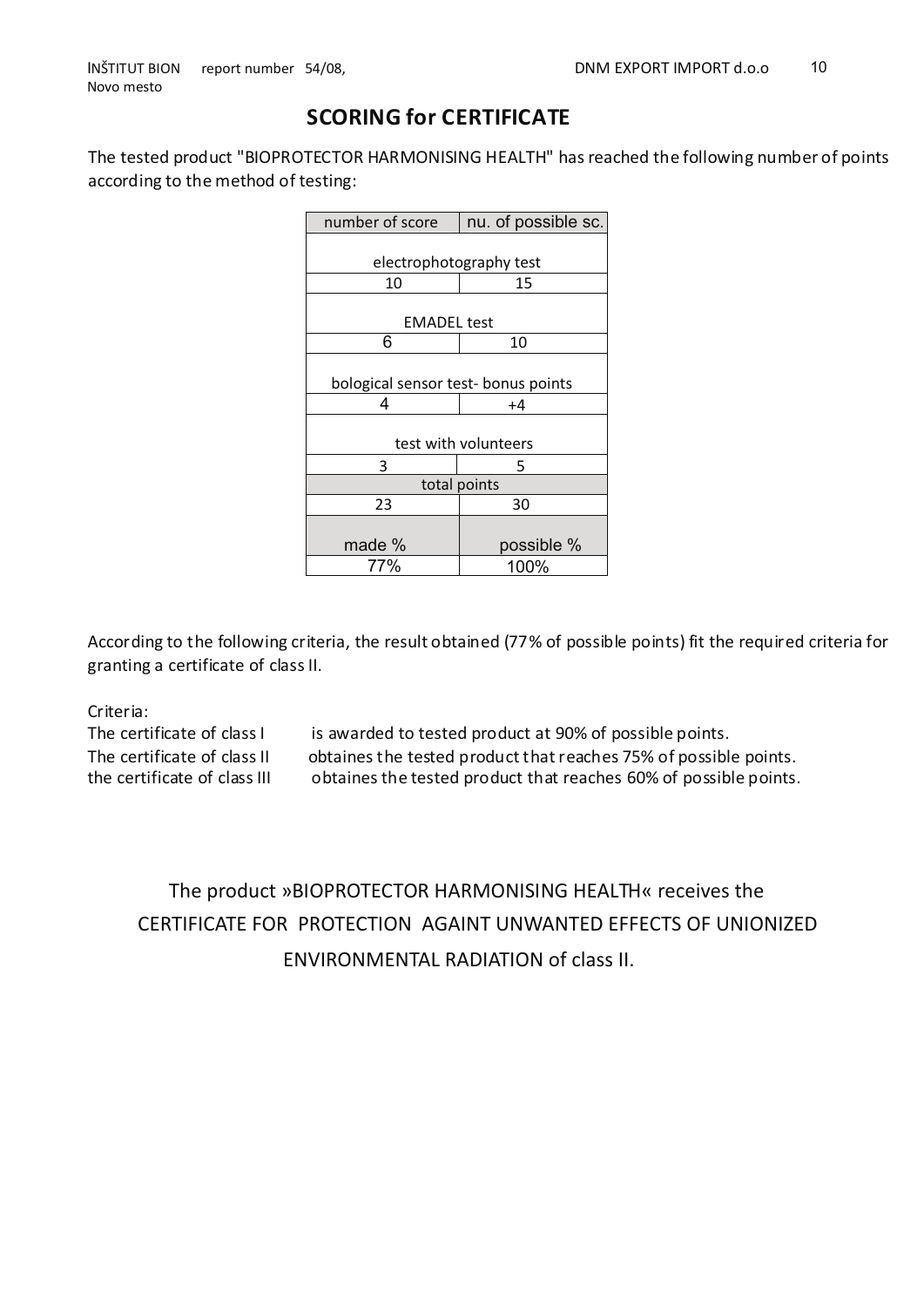## SCORING for CERTIFICATE

The tested product "BIOPROTECTOR HARMONISING HEALTH" has reached the following number of points according to the method of testing:

| number of score | nu. of possible sc. |
|---|---|
| electrophotography test | |
| 10 | 15 |
| EMADEL test | |
| 6 | 10 |
| bological sensor test- bonus points | |
| 4 | +4 |
| test with volunteers | |
| 3 | 5 |
| total points | |
| 23 | 30 |
| made % | possible % |
| 77% | 100% |

According to the following criteria, the result obtained (77% of possible points) fit the required criteria for granting a certificate of class II.

Criteria:

The certificate of class I is awarded to tested product at 90% of possible points.
The certificate of class II obtaines the tested product that reaches 75% of possible points.
the certificate of class III obtaines the tested product that reaches 60% of possible points.

The product »BIOPROTECTOR HARMONISING HEALTH« receives the CERTIFICATE FOR PROTECTION AGAINT UNWANTED EFFECTS OF UNIONIZED ENVIRONMENTAL RADIATION of class II.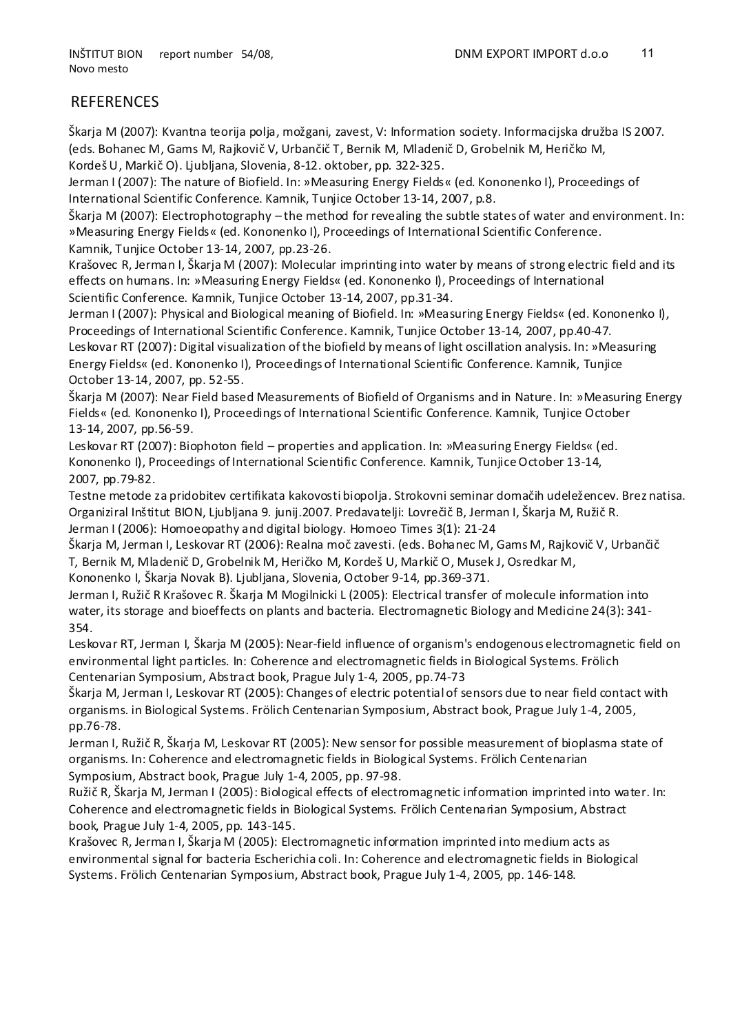## REFERENCES

Škarja M (2007): Kvantna teorija polja, možgani, zavest, V: Information society. Informacijska družba IS 2007. (eds. Bohanec M, Gams M, Rajkovič V, Urbančič T, Bernik M, Mladenič D, Grobelnik M, Heričko M, Kordeš U, Markič O). Ljubljana, Slovenia, 8-12. oktober, pp. 322-325.

Jerman I (2007): The nature of Biofield. In: »Measuring Energy Fields« (ed. Kononenko I), Proceedings of International Scientific Conference. Kamnik, Tunjice October 13-14, 2007, p.8.

Škarja M (2007): Electrophotography – the method for revealing the subtle states of water and environment. In: »Measuring Energy Fields« (ed. Kononenko I), Proceedings of International Scientific Conference. Kamnik, Tunjice October 13-14, 2007, pp.23-26.

Krašovec R, Jerman I, Škarja M (2007): Molecular imprinting into water by means of strong electric field and its effects on humans. In: »Measuring Energy Fields« (ed. Kononenko I), Proceedings of International Scientific Conference. Kamnik, Tunjice October 13-14, 2007, pp.31-34.

Jerman I (2007): Physical and Biological meaning of Biofield. In: »Measuring Energy Fields« (ed. Kononenko I), Proceedings of International Scientific Conference. Kamnik, Tunjice October 13-14, 2007, pp.40-47.

Leskovar RT (2007): Digital visualization of the biofield by means of light oscillation analysis. In: »Measuring Energy Fields« (ed. Kononenko I), Proceedings of International Scientific Conference. Kamnik, Tunjice October 13-14, 2007, pp. 52-55.

Škarja M (2007): Near Field based Measurements of Biofield of Organisms and in Nature. In: »Measuring Energy Fields« (ed. Kononenko I), Proceedings of International Scientific Conference. Kamnik, Tunjice October 13-14, 2007, pp.56-59.

Leskovar RT (2007): Biophoton field – properties and application. In: »Measuring Energy Fields« (ed. Kononenko I), Proceedings of International Scientific Conference. Kamnik, Tunjice October 13-14, 2007, pp.79-82.

Testne metode za pridobitev certifikata kakovosti biopolja. Strokovni seminar domačih udeležencev. Brez natisa. Organiziral Inštitut BION, Ljubljana 9. junij.2007. Predavatelji: Lovrečič B, Jerman I, Škarja M, Ružič R.

Jerman I (2006): Homoeopathy and digital biology. Homoeo Times 3(1): 21-24

Škarja M, Jerman I, Leskovar RT (2006): Realna moč zavesti. (eds. Bohanec M, Gams M, Rajkovič V, Urbančič T, Bernik M, Mladenič D, Grobelnik M, Heričko M, Kordeš U, Markič O, Musek J, Osredkar M, Kononenko I, Škarja Novak B). Ljubljana, Slovenia, October 9-14, pp.369-371.

Jerman I, Ružič R Krašovec R. Škarja M Mogilnicki L (2005): Electrical transfer of molecule information into water, its storage and bioeffects on plants and bacteria. Electromagnetic Biology and Medicine 24(3): 341-354.

Leskovar RT, Jerman I, Škarja M (2005): Near-field influence of organism's endogenous electromagnetic field on environmental light particles. In: Coherence and electromagnetic fields in Biological Systems. Frölich Centenarian Symposium, Abstract book, Prague July 1-4, 2005, pp.74-73

Škarja M, Jerman I, Leskovar RT (2005): Changes of electric potential of sensors due to near field contact with organisms. in Biological Systems. Frölich Centenarian Symposium, Abstract book, Prague July 1-4, 2005, pp.76-78.

Jerman I, Ružič R, Škarja M, Leskovar RT (2005): New sensor for possible measurement of bioplasma state of organisms. In: Coherence and electromagnetic fields in Biological Systems. Frölich Centenarian Symposium, Abstract book, Prague July 1-4, 2005, pp. 97-98.

Ružič R, Škarja M, Jerman I (2005): Biological effects of electromagnetic information imprinted into water. In: Coherence and electromagnetic fields in Biological Systems. Frölich Centenarian Symposium, Abstract book, Prague July 1-4, 2005, pp. 143-145.

Krašovec R, Jerman I, Škarja M (2005): Electromagnetic information imprinted into medium acts as environmental signal for bacteria Escherichia coli. In: Coherence and electromagnetic fields in Biological Systems. Frölich Centenarian Symposium, Abstract book, Prague July 1-4, 2005, pp. 146-148.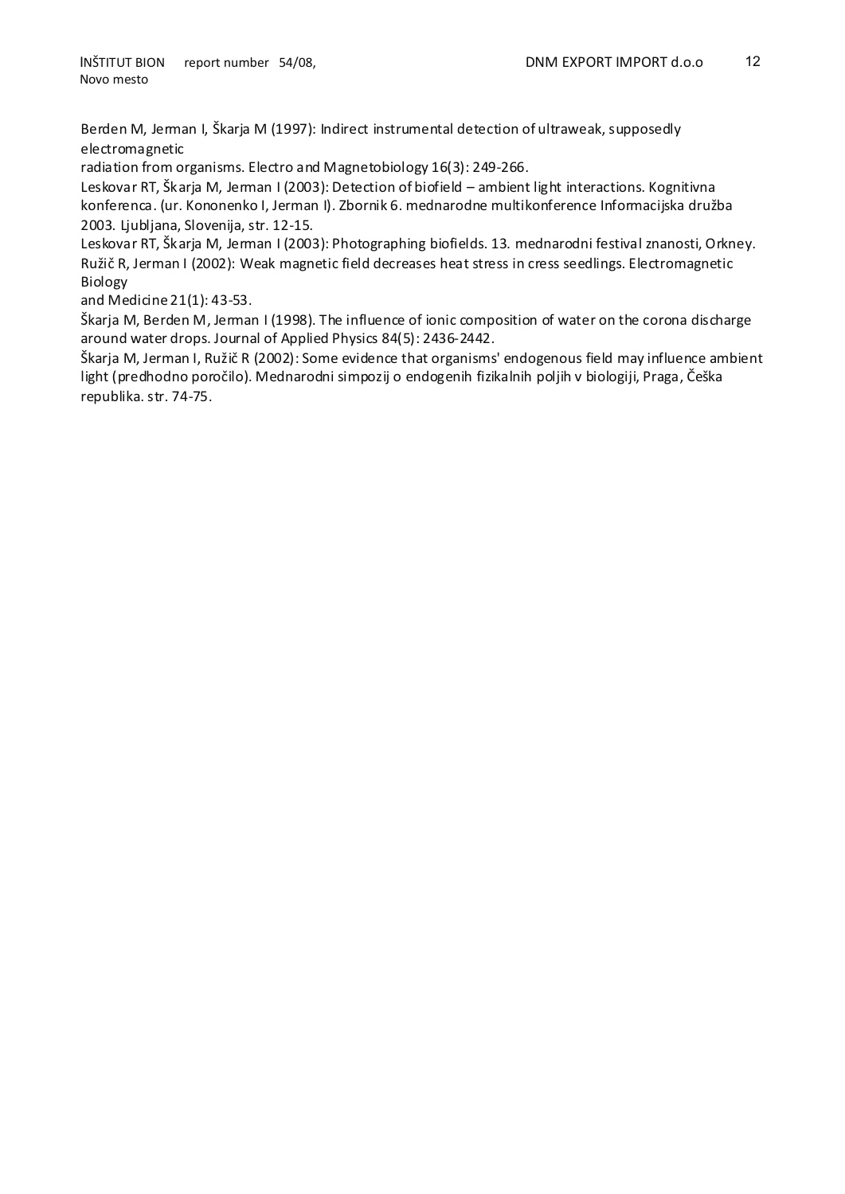Berden M, Jerman I, Škarja M (1997): Indirect instrumental detection of ultraweak, supposedly electromagnetic radiation from organisms. Electro and Magnetobiology 16(3): 249-266.

Leskovar RT, Škarja M, Jerman I (2003): Detection of biofield – ambient light interactions. Kognitivna konferenca. (ur. Kononenko I, Jerman I). Zbornik 6. mednarodne multikonference Informacijska družba 2003. Ljubljana, Slovenija, str. 12-15.

Leskovar RT, Škarja M, Jerman I (2003): Photographing biofields. 13. mednarodni festival znanosti, Orkney.

Ružič R, Jerman I (2002): Weak magnetic field decreases heat stress in cress seedlings. Electromagnetic Biology and Medicine 21(1): 43-53.

Škarja M, Berden M, Jerman I (1998). The influence of ionic composition of water on the corona discharge around water drops. Journal of Applied Physics 84(5): 2436-2442.

Škarja M, Jerman I, Ružič R (2002): Some evidence that organisms' endogenous field may influence ambient light (predhodno poročilo). Mednarodni simpozij o endogenih fizikalnih poljih v biologiji, Praga, Češka republika. str. 74-75.